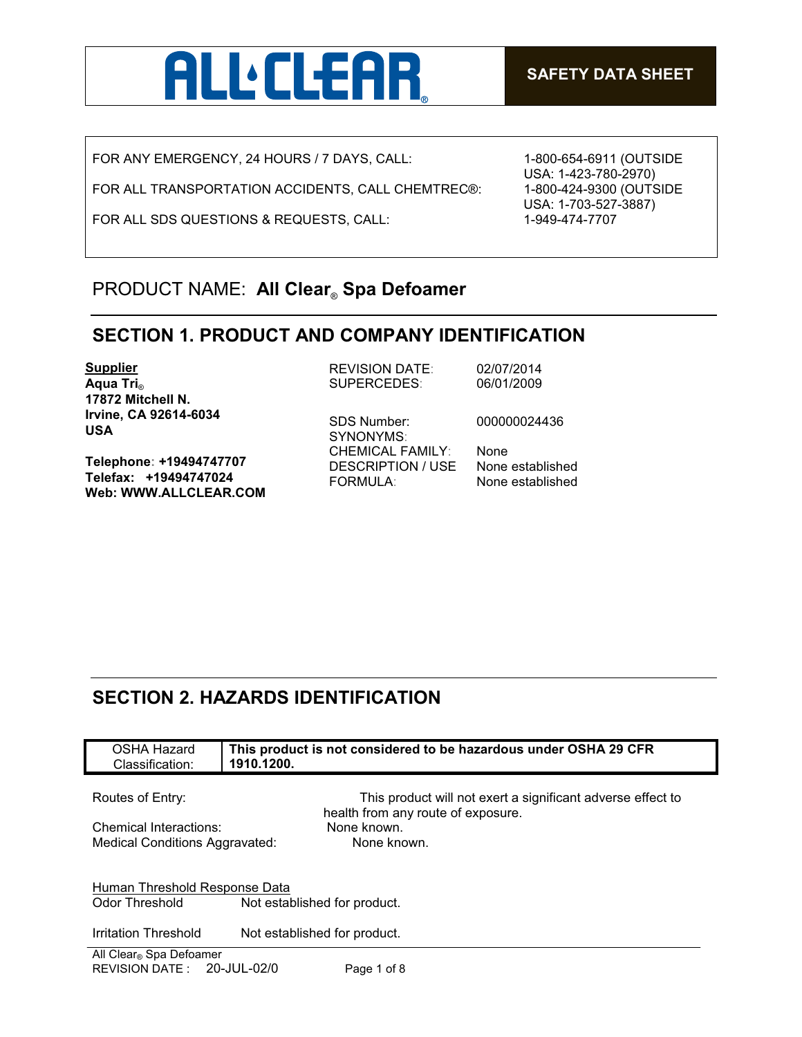# ALL CLEAR®

**SAFETY DATA SHEET**

| | |
|---|---|
| FOR ANY EMERGENCY, 24 HOURS / 7 DAYS, CALL: | 1-800-654-6911 (OUTSIDE USA: 1-423-780-2970) |
| FOR ALL TRANSPORTATION ACCIDENTS, CALL CHEMTREC®: | 1-800-424-9300 (OUTSIDE USA: 1-703-527-3887) |
| FOR ALL SDS QUESTIONS & REQUESTS, CALL: | 1-949-474-7707 |

PRODUCT NAME: **All Clear® Spa Defoamer**

## SECTION 1. PRODUCT AND COMPANY IDENTIFICATION

**Supplier**
**Aqua Tri®**
**17872 Mitchell N.**
**Irvine, CA 92614-6034**
**USA**

**Telephone: +19494747707**
**Telefax: +19494747024**
**Web: WWW.ALLCLEAR.COM**

| | |
|---|---|
| REVISION DATE: | 02/07/2014 |
| SUPERCEDES: | 06/01/2009 |
| SDS Number: | 000000024436 |
| SYNONYMS: | |
| CHEMICAL FAMILY: | None |
| DESCRIPTION / USE | None established |
| FORMULA: | None established |

## SECTION 2. HAZARDS IDENTIFICATION

| OSHA Hazard Classification: | **This product is not considered to be hazardous under OSHA 29 CFR 1910.1200.** |
|---|---|

Routes of Entry: This product will not exert a significant adverse effect to health from any route of exposure.

Chemical Interactions: None known.

Medical Conditions Aggravated: None known.

Human Threshold Response Data

Odor Threshold: Not established for product.

Irritation Threshold: Not established for product.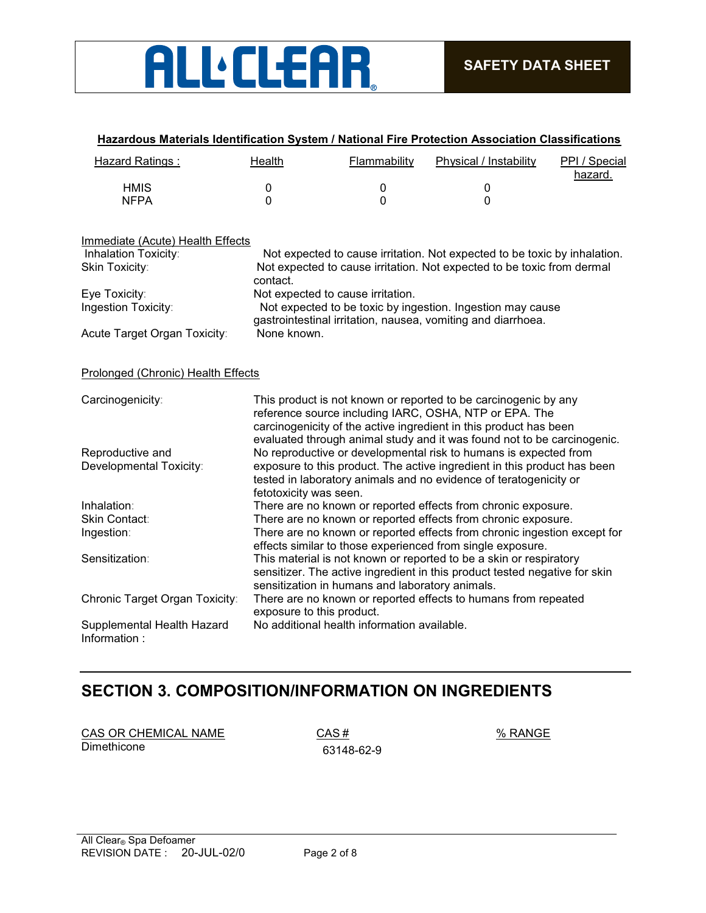**Hazardous Materials Identification System / National Fire Protection Association Classifications**

| Hazard Ratings : | Health | Flammability | Physical / Instability | PPI / Special hazard. |
|---|---|---|---|---|
| HMIS | 0 | 0 | 0 | |
| NFPA | 0 | 0 | 0 | |

Immediate (Acute) Health Effects

| | |
|---|---|
| Inhalation Toxicity: | Not expected to cause irritation. Not expected to be toxic by inhalation. |
| Skin Toxicity: | Not expected to cause irritation. Not expected to be toxic from dermal contact. |
| Eye Toxicity: | Not expected to cause irritation. |
| Ingestion Toxicity: | Not expected to be toxic by ingestion. Ingestion may cause gastrointestinal irritation, nausea, vomiting and diarrhoea. |
| Acute Target Organ Toxicity: | None known. |

Prolonged (Chronic) Health Effects

| | |
|---|---|
| Carcinogenicity: | This product is not known or reported to be carcinogenic by any reference source including IARC, OSHA, NTP or EPA. The carcinogenicity of the active ingredient in this product has been evaluated through animal study and it was found not to be carcinogenic. |
| Reproductive and Developmental Toxicity: | No reproductive or developmental risk to humans is expected from exposure to this product. The active ingredient in this product has been tested in laboratory animals and no evidence of teratogenicity or fetotoxicity was seen. |
| Inhalation: | There are no known or reported effects from chronic exposure. |
| Skin Contact: | There are no known or reported effects from chronic exposure. |
| Ingestion: | There are no known or reported effects from chronic ingestion except for effects similar to those experienced from single exposure. |
| Sensitization: | This material is not known or reported to be a skin or respiratory sensitizer. The active ingredient in this product tested negative for skin sensitization in humans and laboratory animals. |
| Chronic Target Organ Toxicity: | There are no known or reported effects to humans from repeated exposure to this product. |
| Supplemental Health Hazard Information : | No additional health information available. |

## SECTION 3. COMPOSITION/INFORMATION ON INGREDIENTS

| CAS OR CHEMICAL NAME | CAS # | % RANGE |
|---|---|---|
| Dimethicone | 63148-62-9 | |

All Clear® Spa Defoamer
REVISION DATE : 20-JUL-02/0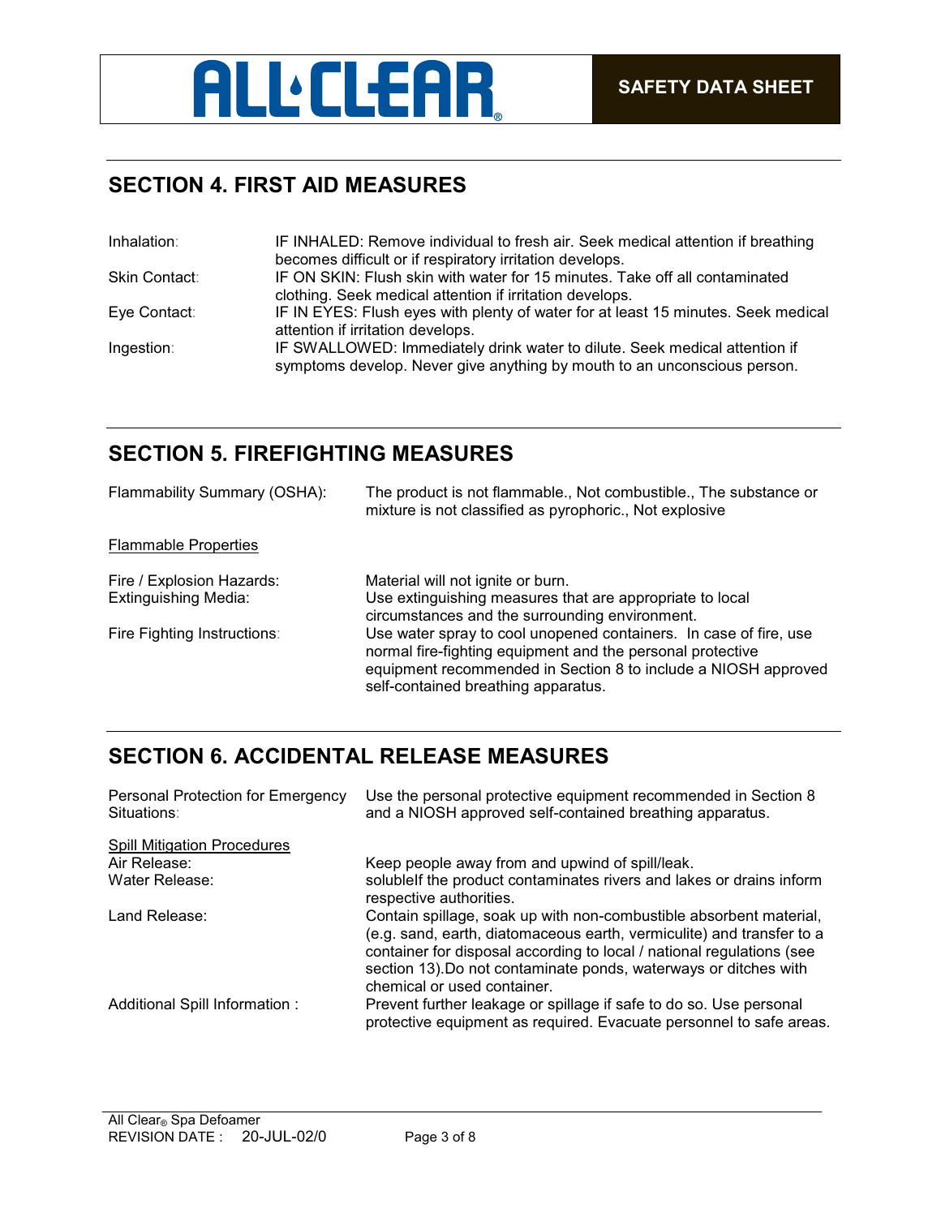## SECTION 4. FIRST AID MEASURES

| | |
|---|---|
| Inhalation: | IF INHALED: Remove individual to fresh air. Seek medical attention if breathing becomes difficult or if respiratory irritation develops. |
| Skin Contact: | IF ON SKIN: Flush skin with water for 15 minutes. Take off all contaminated clothing. Seek medical attention if irritation develops. |
| Eye Contact: | IF IN EYES: Flush eyes with plenty of water for at least 15 minutes. Seek medical attention if irritation develops. |
| Ingestion: | IF SWALLOWED: Immediately drink water to dilute. Seek medical attention if symptoms develop. Never give anything by mouth to an unconscious person. |

## SECTION 5. FIREFIGHTING MEASURES

Flammability Summary (OSHA): The product is not flammable., Not combustible., The substance or mixture is not classified as pyrophoric., Not explosive

Flammable Properties

| | |
|---|---|
| Fire / Explosion Hazards: | Material will not ignite or burn. |
| Extinguishing Media: | Use extinguishing measures that are appropriate to local circumstances and the surrounding environment. |
| Fire Fighting Instructions: | Use water spray to cool unopened containers. In case of fire, use normal fire-fighting equipment and the personal protective equipment recommended in Section 8 to include a NIOSH approved self-contained breathing apparatus. |

## SECTION 6. ACCIDENTAL RELEASE MEASURES

Personal Protection for Emergency Situations: Use the personal protective equipment recommended in Section 8 and a NIOSH approved self-contained breathing apparatus.

Spill Mitigation Procedures

| | |
|---|---|
| Air Release: | Keep people away from and upwind of spill/leak. |
| Water Release: | solubleIf the product contaminates rivers and lakes or drains inform respective authorities. |
| Land Release: | Contain spillage, soak up with non-combustible absorbent material, (e.g. sand, earth, diatomaceous earth, vermiculite) and transfer to a container for disposal according to local / national regulations (see section 13).Do not contaminate ponds, waterways or ditches with chemical or used container. |
| Additional Spill Information : | Prevent further leakage or spillage if safe to do so. Use personal protective equipment as required. Evacuate personnel to safe areas. |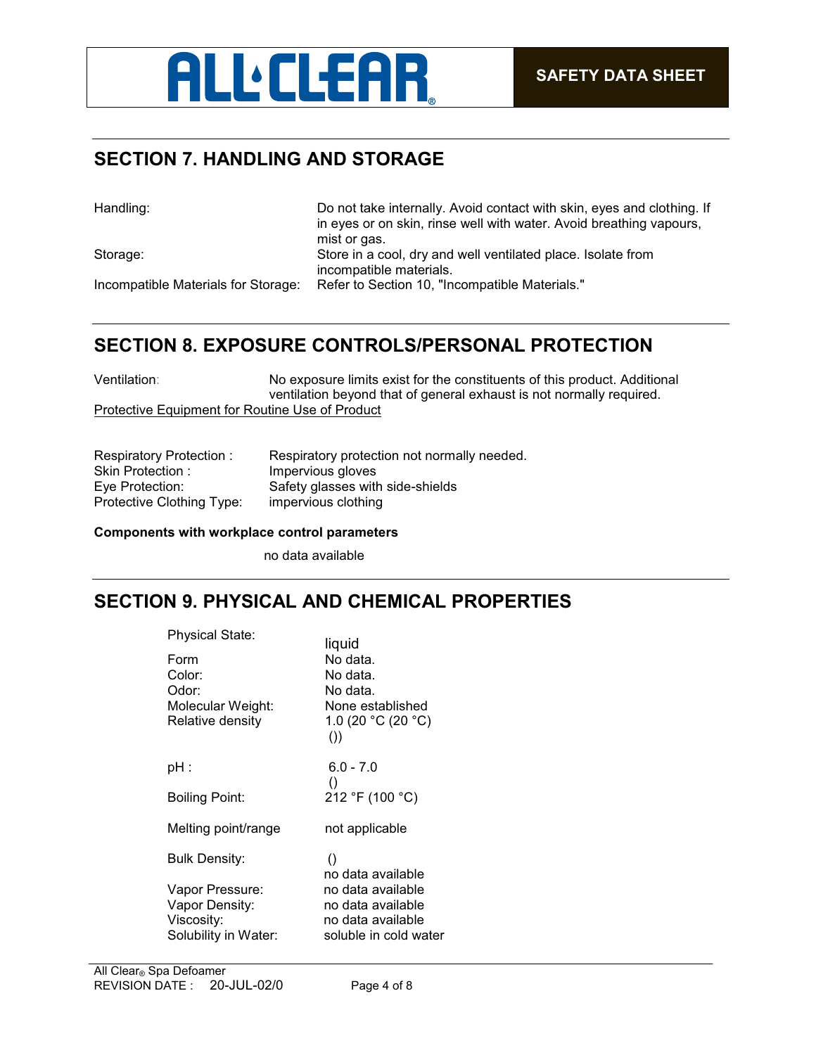## SECTION 7. HANDLING AND STORAGE

| | |
|---|---|
| Handling: | Do not take internally. Avoid contact with skin, eyes and clothing. If in eyes or on skin, rinse well with water. Avoid breathing vapours, mist or gas. |
| Storage: | Store in a cool, dry and well ventilated place. Isolate from incompatible materials. |
| Incompatible Materials for Storage: | Refer to Section 10, "Incompatible Materials." |

## SECTION 8. EXPOSURE CONTROLS/PERSONAL PROTECTION

Ventilation: No exposure limits exist for the constituents of this product. Additional ventilation beyond that of general exhaust is not normally required.

Protective Equipment for Routine Use of Product

| | |
|---|---|
| Respiratory Protection : | Respiratory protection not normally needed. |
| Skin Protection : | Impervious gloves |
| Eye Protection: | Safety glasses with side-shields |
| Protective Clothing Type: | impervious clothing |

**Components with workplace control parameters**

no data available

## SECTION 9. PHYSICAL AND CHEMICAL PROPERTIES

| | |
|---|---|
| Physical State: | liquid |
| Form | No data. |
| Color: | No data. |
| Odor: | No data. |
| Molecular Weight: | None established |
| Relative density | 1.0 (20 °C (20 °C) ()) |
| pH : | 6.0 - 7.0 () |
| Boiling Point: | 212 °F (100 °C) |
| Melting point/range | not applicable |
| Bulk Density: | () no data available |
| Vapor Pressure: | no data available |
| Vapor Density: | no data available |
| Viscosity: | no data available |
| Solubility in Water: | soluble in cold water |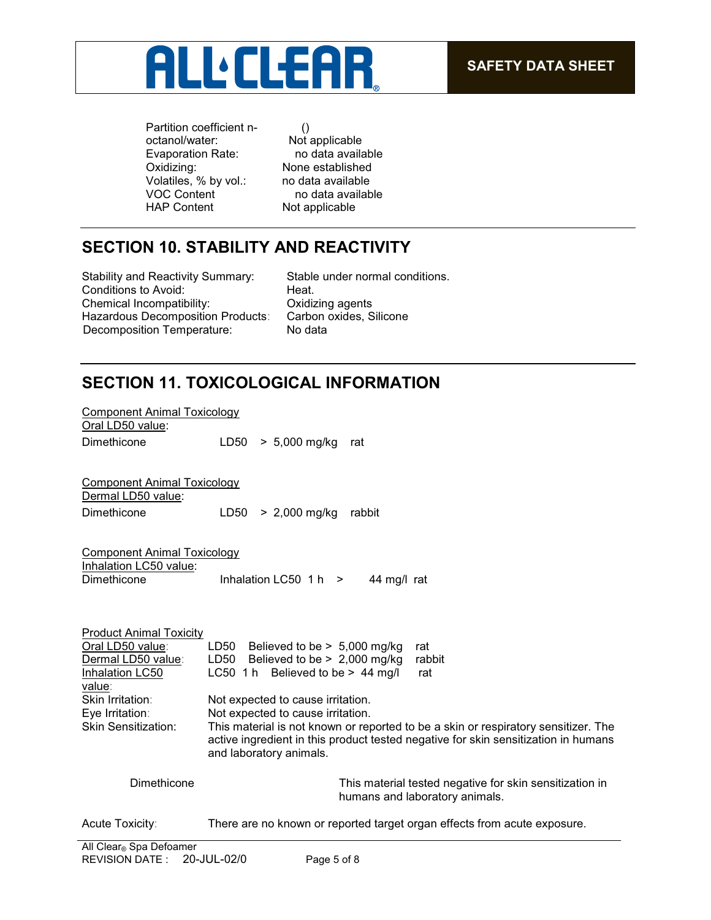| | |
|---|---|
| Partition coefficient n-octanol/water: | () Not applicable |
| Evaporation Rate: | no data available |
| Oxidizing: | None established |
| Volatiles, % by vol.: | no data available |
| VOC Content | no data available |
| HAP Content | Not applicable |

## SECTION 10. STABILITY AND REACTIVITY

| | |
|---|---|
| Stability and Reactivity Summary: | Stable under normal conditions. |
| Conditions to Avoid: | Heat. |
| Chemical Incompatibility: | Oxidizing agents |
| Hazardous Decomposition Products: | Carbon oxides, Silicone |
| Decomposition Temperature: | No data |

## SECTION 11. TOXICOLOGICAL INFORMATION

Component Animal Toxicology
Oral LD50 value:

Dimethicone LD50 > 5,000 mg/kg rat

Component Animal Toxicology
Dermal LD50 value:

Dimethicone LD50 > 2,000 mg/kg rabbit

Component Animal Toxicology
Inhalation LC50 value:

Dimethicone Inhalation LC50 1 h > 44 mg/l rat

Product Animal Toxicity

| | |
|---|---|
| Oral LD50 value: | LD50 Believed to be > 5,000 mg/kg rat |
| Dermal LD50 value: | LD50 Believed to be > 2,000 mg/kg rabbit |
| Inhalation LC50 value: | LC50 1 h Believed to be > 44 mg/l rat |
| Skin Irritation: | Not expected to cause irritation. |
| Eye Irritation: | Not expected to cause irritation. |
| Skin Sensitization: | This material is not known or reported to be a skin or respiratory sensitizer. The active ingredient in this product tested negative for skin sensitization in humans and laboratory animals. |

Dimethicone — This material tested negative for skin sensitization in humans and laboratory animals.

Acute Toxicity: There are no known or reported target organ effects from acute exposure.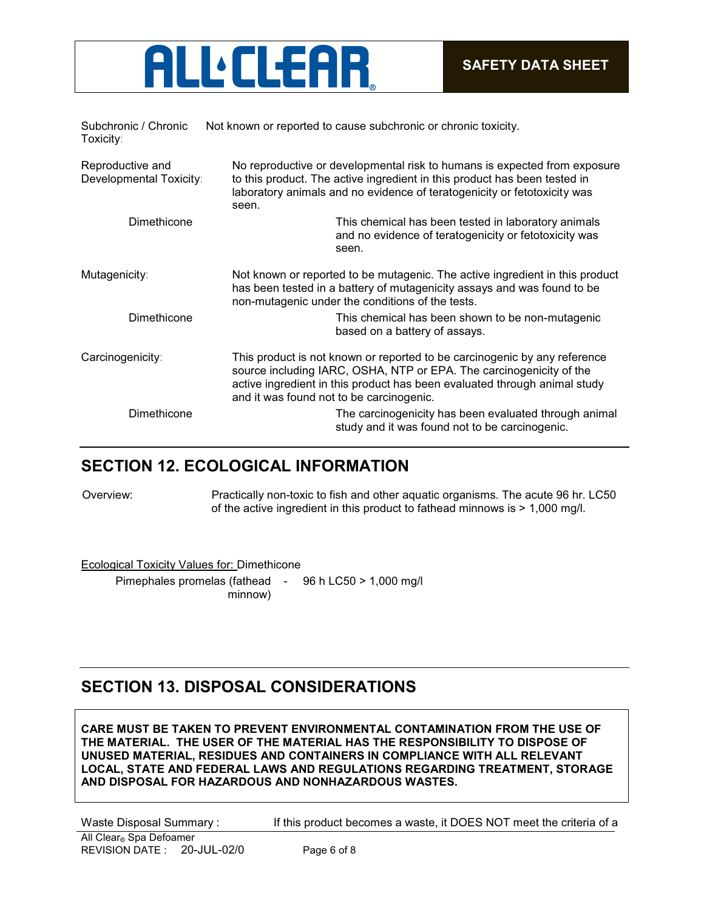Subchronic / Chronic Toxicity: Not known or reported to cause subchronic or chronic toxicity.

Reproductive and Developmental Toxicity: No reproductive or developmental risk to humans is expected from exposure to this product. The active ingredient in this product has been tested in laboratory animals and no evidence of teratogenicity or fetotoxicity was seen.

Dimethicone: This chemical has been tested in laboratory animals and no evidence of teratogenicity or fetotoxicity was seen.

Mutagenicity: Not known or reported to be mutagenic. The active ingredient in this product has been tested in a battery of mutagenicity assays and was found to be non-mutagenic under the conditions of the tests.

Dimethicone: This chemical has been shown to be non-mutagenic based on a battery of assays.

Carcinogenicity: This product is not known or reported to be carcinogenic by any reference source including IARC, OSHA, NTP or EPA. The carcinogenicity of the active ingredient in this product has been evaluated through animal study and it was found not to be carcinogenic.

Dimethicone: The carcinogenicity has been evaluated through animal study and it was found not to be carcinogenic.

## SECTION 12. ECOLOGICAL INFORMATION

Overview: Practically non-toxic to fish and other aquatic organisms. The acute 96 hr. LC50 of the active ingredient in this product to fathead minnows is > 1,000 mg/l.

Ecological Toxicity Values for: Dimethicone

Pimephales promelas (fathead minnow) - 96 h LC50 > 1,000 mg/l

## SECTION 13. DISPOSAL CONSIDERATIONS

**CARE MUST BE TAKEN TO PREVENT ENVIRONMENTAL CONTAMINATION FROM THE USE OF THE MATERIAL. THE USER OF THE MATERIAL HAS THE RESPONSIBILITY TO DISPOSE OF UNUSED MATERIAL, RESIDUES AND CONTAINERS IN COMPLIANCE WITH ALL RELEVANT LOCAL, STATE AND FEDERAL LAWS AND REGULATIONS REGARDING TREATMENT, STORAGE AND DISPOSAL FOR HAZARDOUS AND NONHAZARDOUS WASTES.**

Waste Disposal Summary: If this product becomes a waste, it DOES NOT meet the criteria of a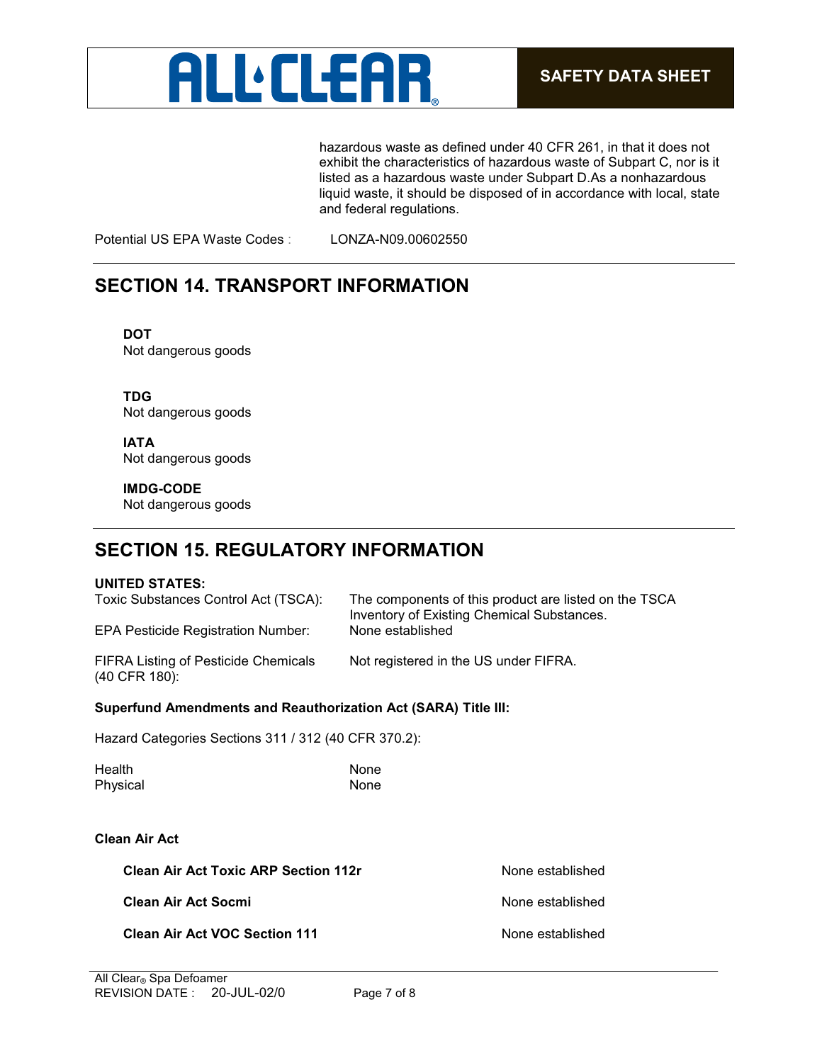hazardous waste as defined under 40 CFR 261, in that it does not exhibit the characteristics of hazardous waste of Subpart C, nor is it listed as a hazardous waste under Subpart D.As a nonhazardous liquid waste, it should be disposed of in accordance with local, state and federal regulations.

Potential US EPA Waste Codes : LONZA-N09.00602550

## SECTION 14. TRANSPORT INFORMATION

**DOT**
Not dangerous goods

**TDG**
Not dangerous goods

**IATA**
Not dangerous goods

**IMDG-CODE**
Not dangerous goods

## SECTION 15. REGULATORY INFORMATION

**UNITED STATES:**

| | |
|---|---|
| Toxic Substances Control Act (TSCA): | The components of this product are listed on the TSCA Inventory of Existing Chemical Substances. |
| EPA Pesticide Registration Number: | None established |
| FIFRA Listing of Pesticide Chemicals (40 CFR 180): | Not registered in the US under FIFRA. |

**Superfund Amendments and Reauthorization Act (SARA) Title III:**

Hazard Categories Sections 311 / 312 (40 CFR 370.2):

| | |
|---|---|
| Health | None |
| Physical | None |

**Clean Air Act**

| | |
|---|---|
| **Clean Air Act Toxic ARP Section 112r** | None established |
| **Clean Air Act Socmi** | None established |
| **Clean Air Act VOC Section 111** | None established |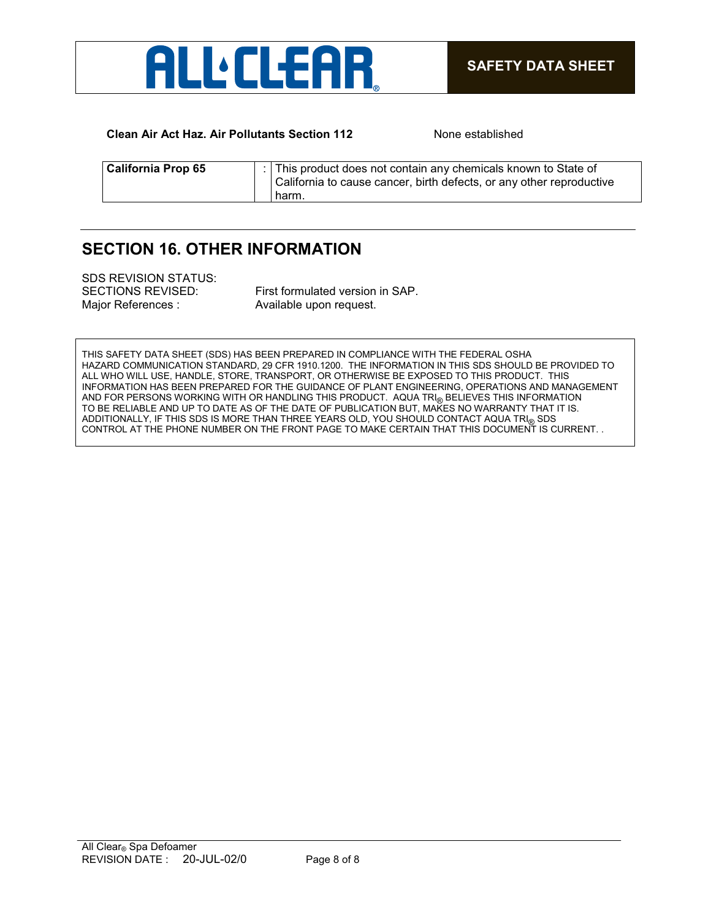**Clean Air Act Haz. Air Pollutants Section 112** None established

| | | |
|---|---|---|
| **California Prop 65** | : | This product does not contain any chemicals known to State of California to cause cancer, birth defects, or any other reproductive harm. |

## SECTION 16. OTHER INFORMATION

SDS REVISION STATUS:
SECTIONS REVISED: First formulated version in SAP.
Major References : Available upon request.

THIS SAFETY DATA SHEET (SDS) HAS BEEN PREPARED IN COMPLIANCE WITH THE FEDERAL OSHA HAZARD COMMUNICATION STANDARD, 29 CFR 1910.1200. THE INFORMATION IN THIS SDS SHOULD BE PROVIDED TO ALL WHO WILL USE, HANDLE, STORE, TRANSPORT, OR OTHERWISE BE EXPOSED TO THIS PRODUCT. THIS INFORMATION HAS BEEN PREPARED FOR THE GUIDANCE OF PLANT ENGINEERING, OPERATIONS AND MANAGEMENT AND FOR PERSONS WORKING WITH OR HANDLING THIS PRODUCT. AQUA TRI® BELIEVES THIS INFORMATION TO BE RELIABLE AND UP TO DATE AS OF THE DATE OF PUBLICATION BUT, MAKES NO WARRANTY THAT IT IS. ADDITIONALLY, IF THIS SDS IS MORE THAN THREE YEARS OLD, YOU SHOULD CONTACT AQUA TRI® SDS CONTROL AT THE PHONE NUMBER ON THE FRONT PAGE TO MAKE CERTAIN THAT THIS DOCUMENT IS CURRENT. .